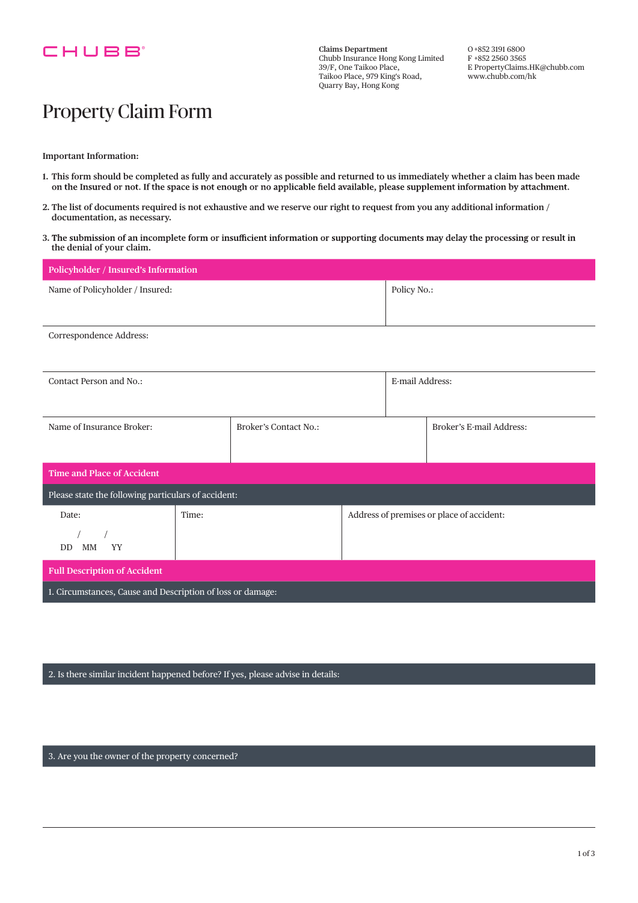CHUBB

**Claims Department**
Chubb Insurance Hong Kong Limited
39/F, One Taikoo Place,
Taikoo Place, 979 King's Road,
Quarry Bay, Hong Kong

O +852 3191 6800
F +852 2560 3565
E PropertyClaims.HK@chubb.com
www.chubb.com/hk

# Property Claim Form

**Important Information:**

1. **This form should be completed as fully and accurately as possible and returned to us immediately whether a claim has been made on the Insured or not. If the space is not enough or no applicable field available, please supplement information by attachment.**
2. **The list of documents required is not exhaustive and we reserve our right to request from you any additional information / documentation, as necessary.**
3. **The submission of an incomplete form or insufficient information or supporting documents may delay the processing or result in the denial of your claim.**

## Policyholder / Insured's Information

| Name of Policyholder / Insured: | | Policy No.: |
|---|---|---|
| Correspondence Address: | | |
| Contact Person and No.: | | E-mail Address: |
| Name of Insurance Broker: | Broker's Contact No.: | Broker's E-mail Address: |

## Time and Place of Accident

Please state the following particulars of accident:

| Date: / / DD MM YY | Time: | Address of premises or place of accident: |
|---|---|---|

## Full Description of Accident

1. Circumstances, Cause and Description of loss or damage:

2. Is there similar incident happened before? If yes, please advise in details:

3. Are you the owner of the property concerned?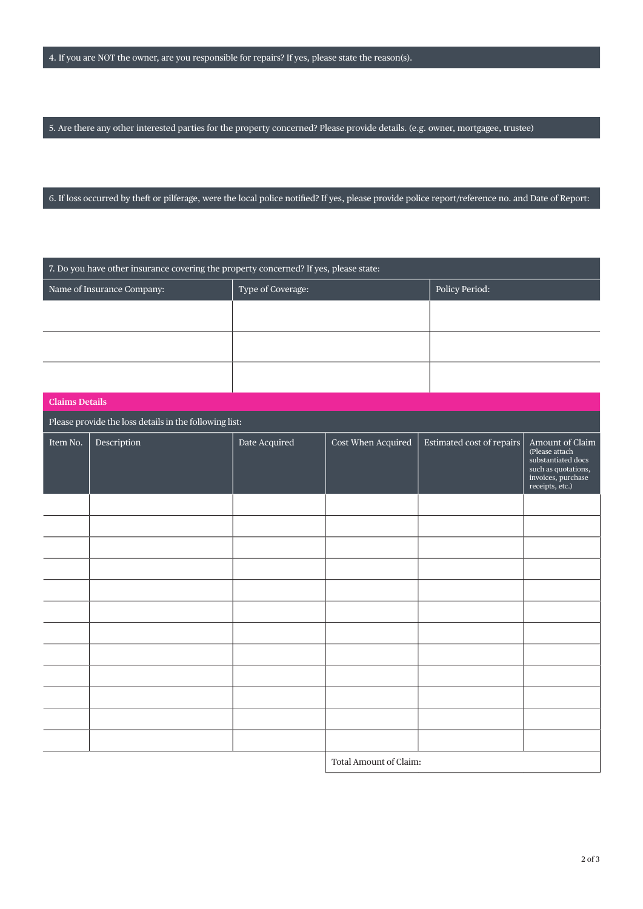4. If you are NOT the owner, are you responsible for repairs? If yes, please state the reason(s).

5. Are there any other interested parties for the property concerned? Please provide details. (e.g. owner, mortgagee, trustee)

6. If loss occurred by theft or pilferage, were the local police notified? If yes, please provide police report/reference no. and Date of Report:

7. Do you have other insurance covering the property concerned? If yes, please state:

| Name of Insurance Company: | Type of Coverage: | Policy Period: |
| --- | --- | --- |
| | | |
| | | |
| | | |

## Claims Details

Please provide the loss details in the following list:

| Item No. | Description | Date Acquired | Cost When Acquired | Estimated cost of repairs | Amount of Claim (Please attach substantiated docs such as quotations, invoices, purchase receipts, etc.) |
| --- | --- | --- | --- | --- | --- |
| | | | | | |
| | | | | | |
| | | | | | |
| | | | | | |
| | | | | | |
| | | | | | |
| | | | | | |
| | | | | | |
| | | | | | |
| | | | | | |
| | | | | | |
| | | | | | |
| | | | Total Amount of Claim: | | |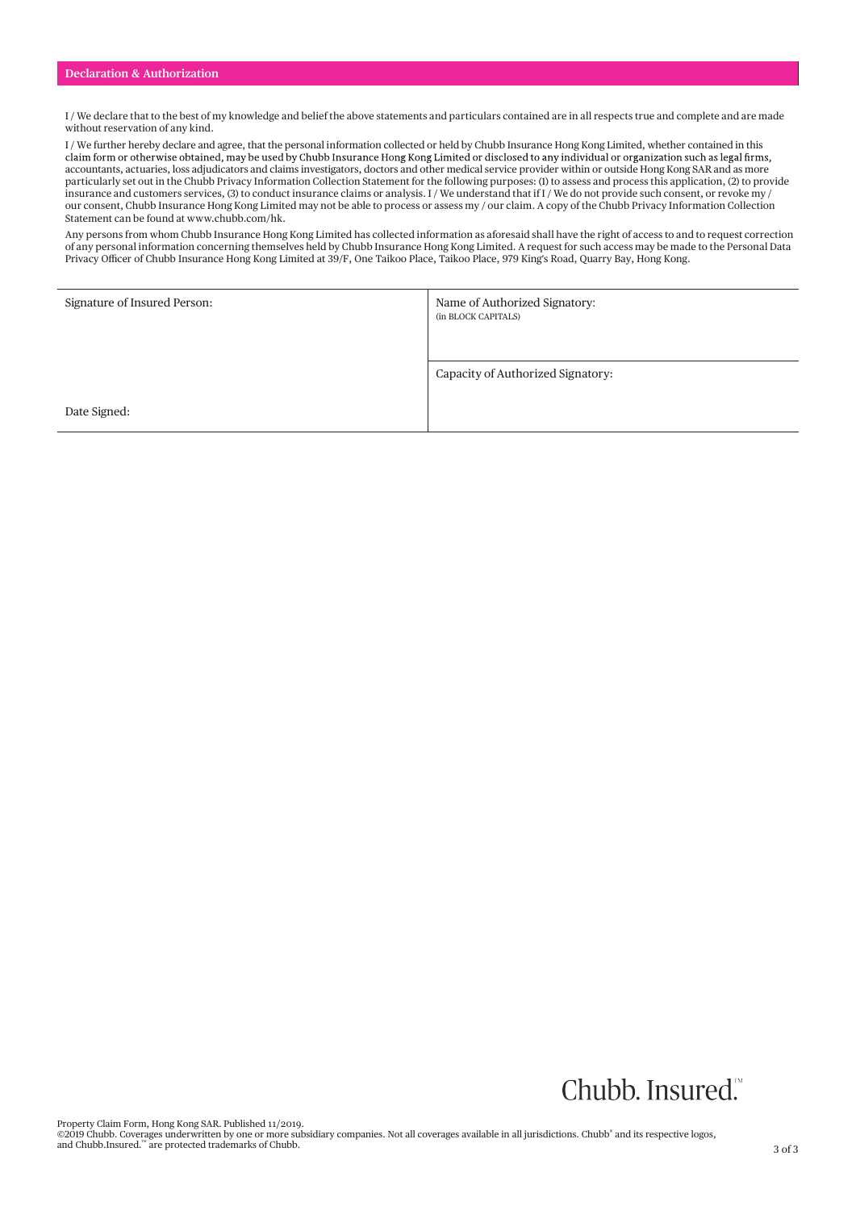## Declaration & Authorization

I / We declare that to the best of my knowledge and belief the above statements and particulars contained are in all respects true and complete and are made without reservation of any kind.

I / We further hereby declare and agree, that the personal information collected or held by Chubb Insurance Hong Kong Limited, whether contained in this claim form or otherwise obtained, may be used by Chubb Insurance Hong Kong Limited or disclosed to any individual or organization such as legal firms, accountants, actuaries, loss adjudicators and claims investigators, doctors and other medical service provider within or outside Hong Kong SAR and as more particularly set out in the Chubb Privacy Information Collection Statement for the following purposes: (1) to assess and process this application, (2) to provide insurance and customers services, (3) to conduct insurance claims or analysis. I / We understand that if I / We do not provide such consent, or revoke my / our consent, Chubb Insurance Hong Kong Limited may not be able to process or assess my / our claim. A copy of the Chubb Privacy Information Collection Statement can be found at www.chubb.com/hk.

Any persons from whom Chubb Insurance Hong Kong Limited has collected information as aforesaid shall have the right of access to and to request correction of any personal information concerning themselves held by Chubb Insurance Hong Kong Limited. A request for such access may be made to the Personal Data Privacy Officer of Chubb Insurance Hong Kong Limited at 39/F, One Taikoo Place, Taikoo Place, 979 King's Road, Quarry Bay, Hong Kong.

| | |
|---|---|
| Signature of Insured Person: | Name of Authorized Signatory: (in BLOCK CAPITALS) |
| Date Signed: | Capacity of Authorized Signatory: |

Chubb. Insured.™

Property Claim Form, Hong Kong SAR. Published 11/2019.
©2019 Chubb. Coverages underwritten by one or more subsidiary companies. Not all coverages available in all jurisdictions. Chubb® and its respective logos, and Chubb.Insured.™ are protected trademarks of Chubb.